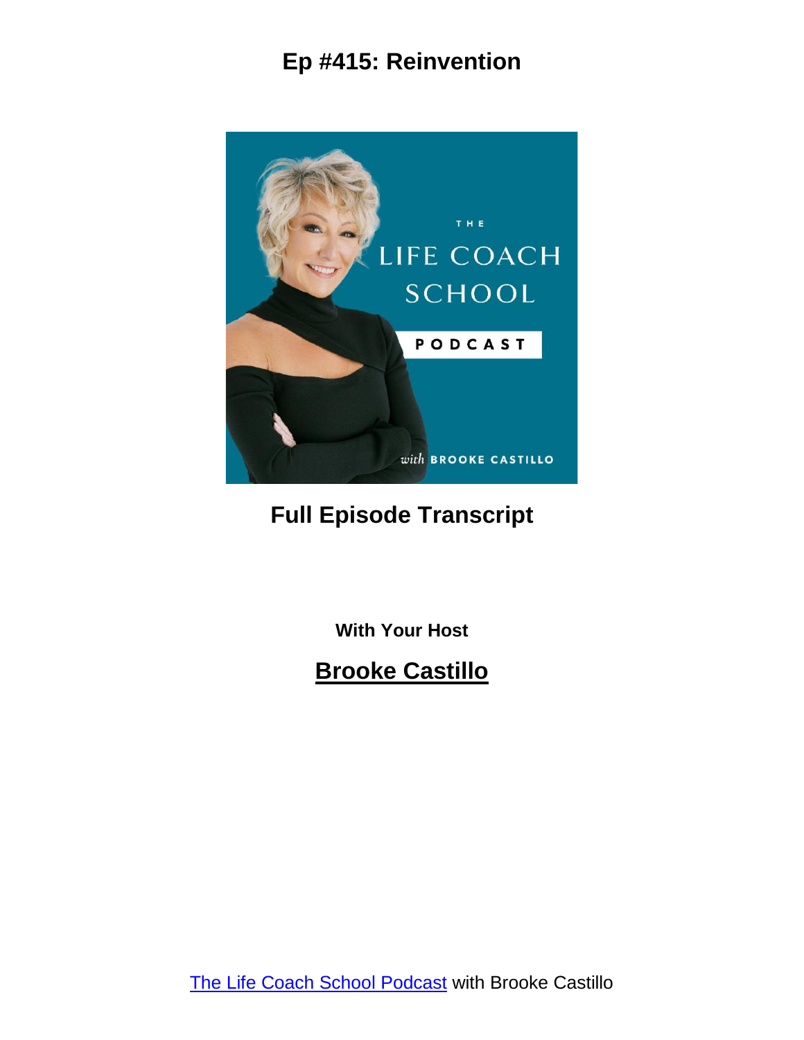# Ep #415: Reinvention

## Full Episode Transcript

**With Your Host**

## Brooke Castillo

[The Life Coach School Podcast](#) with Brooke Castillo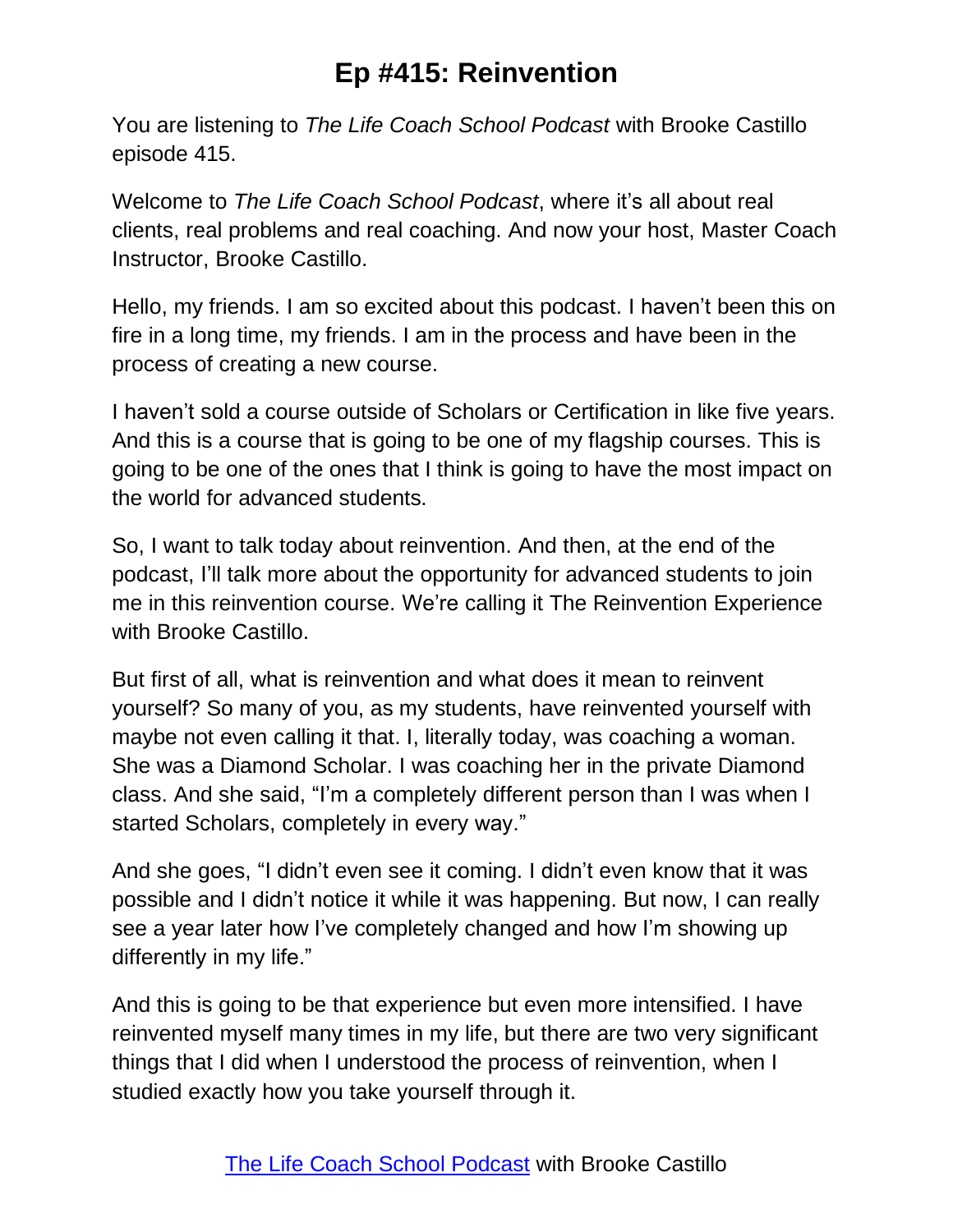# Ep #415: Reinvention

You are listening to *The Life Coach School Podcast* with Brooke Castillo episode 415.

Welcome to *The Life Coach School Podcast*, where it's all about real clients, real problems and real coaching. And now your host, Master Coach Instructor, Brooke Castillo.

Hello, my friends. I am so excited about this podcast. I haven't been this on fire in a long time, my friends. I am in the process and have been in the process of creating a new course.

I haven't sold a course outside of Scholars or Certification in like five years. And this is a course that is going to be one of my flagship courses. This is going to be one of the ones that I think is going to have the most impact on the world for advanced students.

So, I want to talk today about reinvention. And then, at the end of the podcast, I'll talk more about the opportunity for advanced students to join me in this reinvention course. We're calling it The Reinvention Experience with Brooke Castillo.

But first of all, what is reinvention and what does it mean to reinvent yourself? So many of you, as my students, have reinvented yourself with maybe not even calling it that. I, literally today, was coaching a woman. She was a Diamond Scholar. I was coaching her in the private Diamond class. And she said, "I'm a completely different person than I was when I started Scholars, completely in every way."

And she goes, "I didn't even see it coming. I didn't even know that it was possible and I didn't notice it while it was happening. But now, I can really see a year later how I've completely changed and how I'm showing up differently in my life."

And this is going to be that experience but even more intensified. I have reinvented myself many times in my life, but there are two very significant things that I did when I understood the process of reinvention, when I studied exactly how you take yourself through it.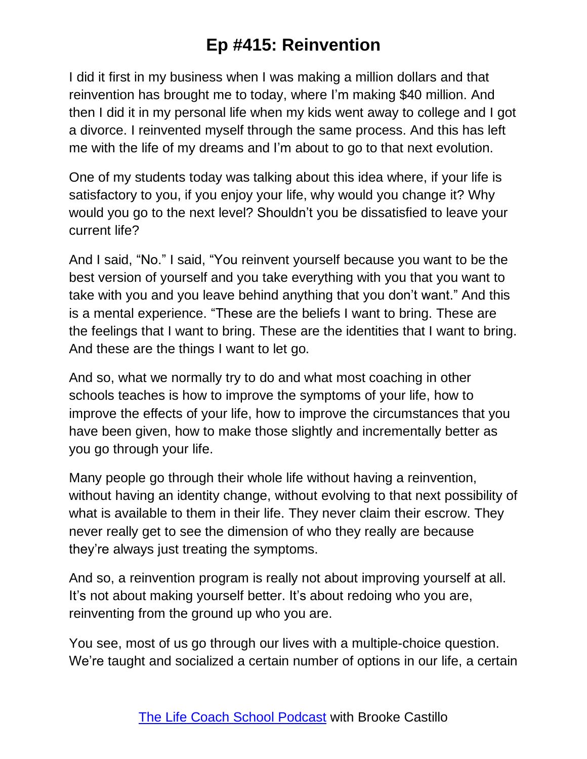I did it first in my business when I was making a million dollars and that reinvention has brought me to today, where I'm making $40 million. And then I did it in my personal life when my kids went away to college and I got a divorce. I reinvented myself through the same process. And this has left me with the life of my dreams and I'm about to go to that next evolution.

One of my students today was talking about this idea where, if your life is satisfactory to you, if you enjoy your life, why would you change it? Why would you go to the next level? Shouldn't you be dissatisfied to leave your current life?

And I said, "No." I said, "You reinvent yourself because you want to be the best version of yourself and you take everything with you that you want to take with you and you leave behind anything that you don't want." And this is a mental experience. "These are the beliefs I want to bring. These are the feelings that I want to bring. These are the identities that I want to bring. And these are the things I want to let go.

And so, what we normally try to do and what most coaching in other schools teaches is how to improve the symptoms of your life, how to improve the effects of your life, how to improve the circumstances that you have been given, how to make those slightly and incrementally better as you go through your life.

Many people go through their whole life without having a reinvention, without having an identity change, without evolving to that next possibility of what is available to them in their life. They never claim their escrow. They never really get to see the dimension of who they really are because they're always just treating the symptoms.

And so, a reinvention program is really not about improving yourself at all. It's not about making yourself better. It's about redoing who you are, reinventing from the ground up who you are.

You see, most of us go through our lives with a multiple-choice question. We're taught and socialized a certain number of options in our life, a certain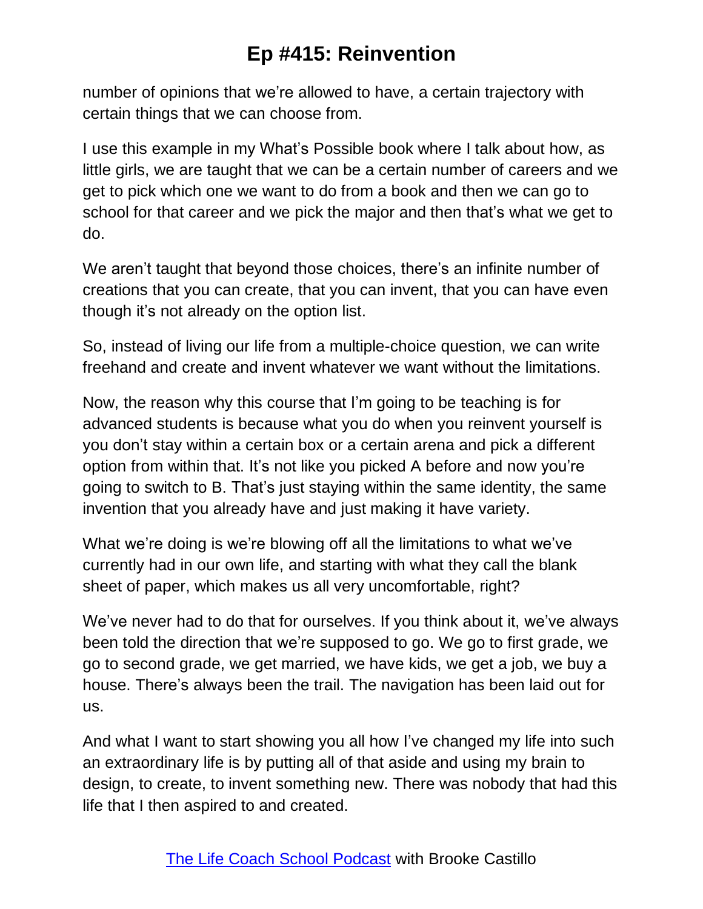number of opinions that we're allowed to have, a certain trajectory with certain things that we can choose from.

I use this example in my What's Possible book where I talk about how, as little girls, we are taught that we can be a certain number of careers and we get to pick which one we want to do from a book and then we can go to school for that career and we pick the major and then that's what we get to do.

We aren't taught that beyond those choices, there's an infinite number of creations that you can create, that you can invent, that you can have even though it's not already on the option list.

So, instead of living our life from a multiple-choice question, we can write freehand and create and invent whatever we want without the limitations.

Now, the reason why this course that I'm going to be teaching is for advanced students is because what you do when you reinvent yourself is you don't stay within a certain box or a certain arena and pick a different option from within that. It's not like you picked A before and now you're going to switch to B. That's just staying within the same identity, the same invention that you already have and just making it have variety.

What we're doing is we're blowing off all the limitations to what we've currently had in our own life, and starting with what they call the blank sheet of paper, which makes us all very uncomfortable, right?

We've never had to do that for ourselves. If you think about it, we've always been told the direction that we're supposed to go. We go to first grade, we go to second grade, we get married, we have kids, we get a job, we buy a house. There's always been the trail. The navigation has been laid out for us.

And what I want to start showing you all how I've changed my life into such an extraordinary life is by putting all of that aside and using my brain to design, to create, to invent something new. There was nobody that had this life that I then aspired to and created.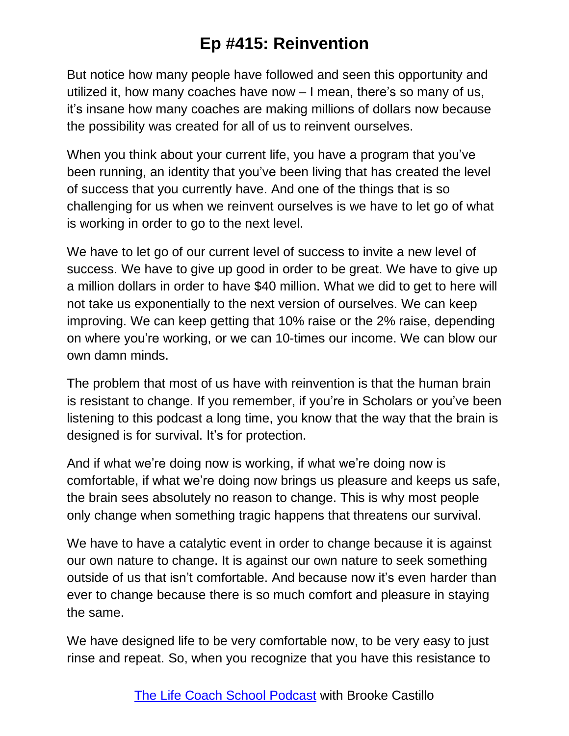But notice how many people have followed and seen this opportunity and utilized it, how many coaches have now – I mean, there's so many of us, it's insane how many coaches are making millions of dollars now because the possibility was created for all of us to reinvent ourselves.

When you think about your current life, you have a program that you've been running, an identity that you've been living that has created the level of success that you currently have. And one of the things that is so challenging for us when we reinvent ourselves is we have to let go of what is working in order to go to the next level.

We have to let go of our current level of success to invite a new level of success. We have to give up good in order to be great. We have to give up a million dollars in order to have $40 million. What we did to get to here will not take us exponentially to the next version of ourselves. We can keep improving. We can keep getting that 10% raise or the 2% raise, depending on where you're working, or we can 10-times our income. We can blow our own damn minds.

The problem that most of us have with reinvention is that the human brain is resistant to change. If you remember, if you're in Scholars or you've been listening to this podcast a long time, you know that the way that the brain is designed is for survival. It's for protection.

And if what we're doing now is working, if what we're doing now is comfortable, if what we're doing now brings us pleasure and keeps us safe, the brain sees absolutely no reason to change. This is why most people only change when something tragic happens that threatens our survival.

We have to have a catalytic event in order to change because it is against our own nature to change. It is against our own nature to seek something outside of us that isn't comfortable. And because now it's even harder than ever to change because there is so much comfort and pleasure in staying the same.

We have designed life to be very comfortable now, to be very easy to just rinse and repeat. So, when you recognize that you have this resistance to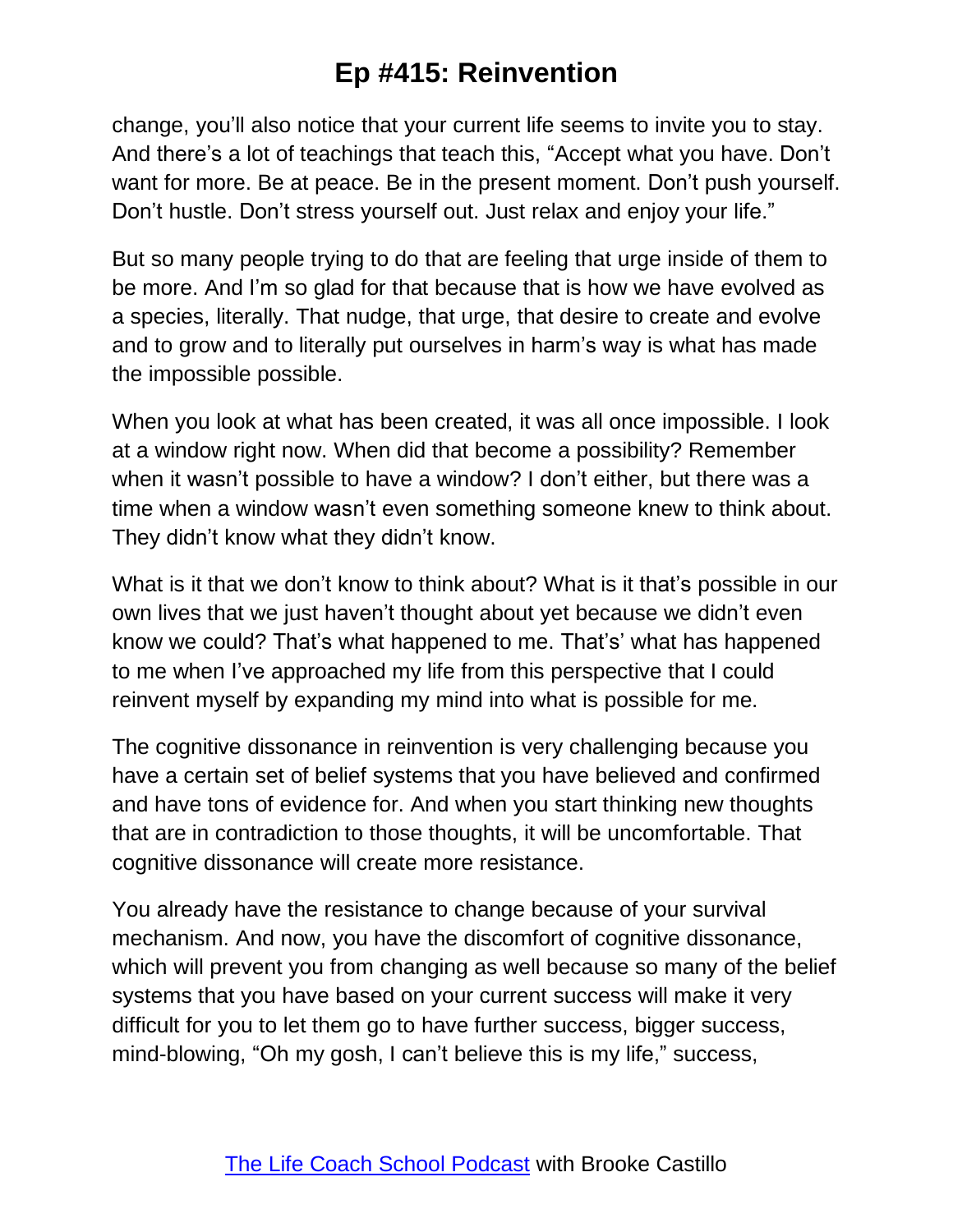change, you'll also notice that your current life seems to invite you to stay. And there's a lot of teachings that teach this, "Accept what you have. Don't want for more. Be at peace. Be in the present moment. Don't push yourself. Don't hustle. Don't stress yourself out. Just relax and enjoy your life."

But so many people trying to do that are feeling that urge inside of them to be more. And I'm so glad for that because that is how we have evolved as a species, literally. That nudge, that urge, that desire to create and evolve and to grow and to literally put ourselves in harm's way is what has made the impossible possible.

When you look at what has been created, it was all once impossible. I look at a window right now. When did that become a possibility? Remember when it wasn't possible to have a window? I don't either, but there was a time when a window wasn't even something someone knew to think about. They didn't know what they didn't know.

What is it that we don't know to think about? What is it that's possible in our own lives that we just haven't thought about yet because we didn't even know we could? That's what happened to me. That's' what has happened to me when I've approached my life from this perspective that I could reinvent myself by expanding my mind into what is possible for me.

The cognitive dissonance in reinvention is very challenging because you have a certain set of belief systems that you have believed and confirmed and have tons of evidence for. And when you start thinking new thoughts that are in contradiction to those thoughts, it will be uncomfortable. That cognitive dissonance will create more resistance.

You already have the resistance to change because of your survival mechanism. And now, you have the discomfort of cognitive dissonance, which will prevent you from changing as well because so many of the belief systems that you have based on your current success will make it very difficult for you to let them go to have further success, bigger success, mind-blowing, "Oh my gosh, I can't believe this is my life," success,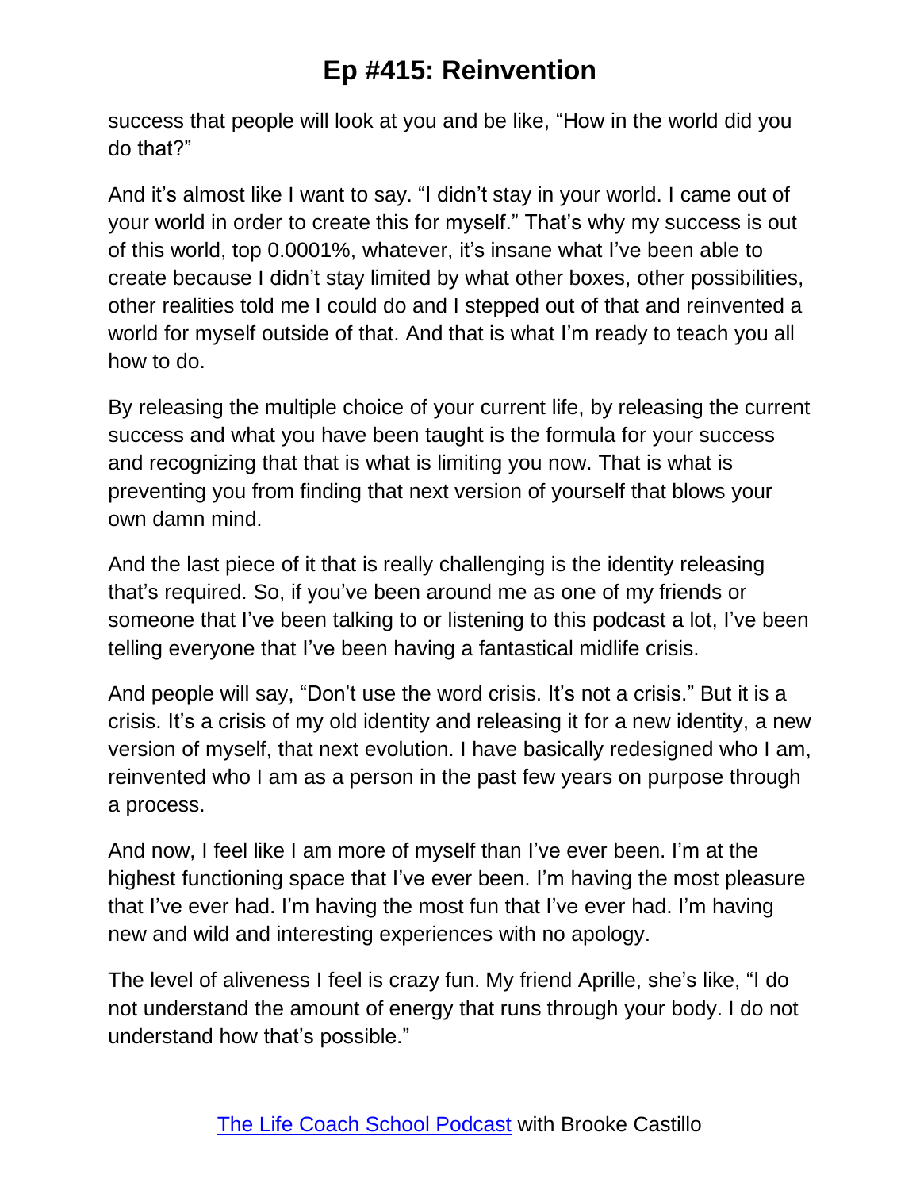success that people will look at you and be like, “How in the world did you do that?”

And it’s almost like I want to say. “I didn’t stay in your world. I came out of your world in order to create this for myself.” That’s why my success is out of this world, top 0.0001%, whatever, it’s insane what I’ve been able to create because I didn’t stay limited by what other boxes, other possibilities, other realities told me I could do and I stepped out of that and reinvented a world for myself outside of that. And that is what I’m ready to teach you all how to do.

By releasing the multiple choice of your current life, by releasing the current success and what you have been taught is the formula for your success and recognizing that that is what is limiting you now. That is what is preventing you from finding that next version of yourself that blows your own damn mind.

And the last piece of it that is really challenging is the identity releasing that’s required. So, if you’ve been around me as one of my friends or someone that I’ve been talking to or listening to this podcast a lot, I’ve been telling everyone that I’ve been having a fantastical midlife crisis.

And people will say, “Don’t use the word crisis. It’s not a crisis.” But it is a crisis. It’s a crisis of my old identity and releasing it for a new identity, a new version of myself, that next evolution. I have basically redesigned who I am, reinvented who I am as a person in the past few years on purpose through a process.

And now, I feel like I am more of myself than I’ve ever been. I’m at the highest functioning space that I’ve ever been. I’m having the most pleasure that I’ve ever had. I’m having the most fun that I’ve ever had. I’m having new and wild and interesting experiences with no apology.

The level of aliveness I feel is crazy fun. My friend Aprille, she’s like, “I do not understand the amount of energy that runs through your body. I do not understand how that’s possible.”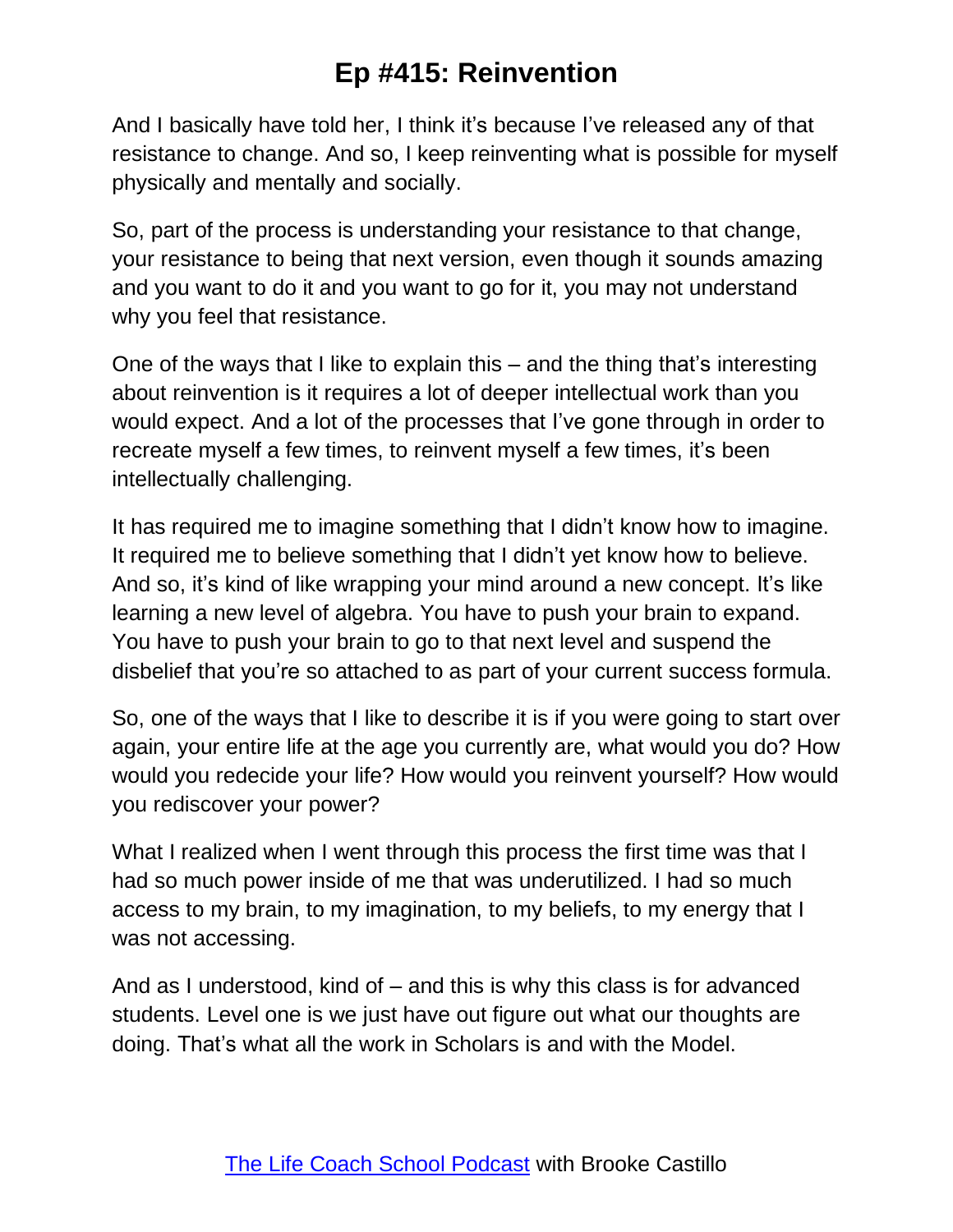And I basically have told her, I think it's because I've released any of that resistance to change. And so, I keep reinventing what is possible for myself physically and mentally and socially.

So, part of the process is understanding your resistance to that change, your resistance to being that next version, even though it sounds amazing and you want to do it and you want to go for it, you may not understand why you feel that resistance.

One of the ways that I like to explain this – and the thing that's interesting about reinvention is it requires a lot of deeper intellectual work than you would expect. And a lot of the processes that I've gone through in order to recreate myself a few times, to reinvent myself a few times, it's been intellectually challenging.

It has required me to imagine something that I didn't know how to imagine. It required me to believe something that I didn't yet know how to believe. And so, it's kind of like wrapping your mind around a new concept. It's like learning a new level of algebra. You have to push your brain to expand. You have to push your brain to go to that next level and suspend the disbelief that you're so attached to as part of your current success formula.

So, one of the ways that I like to describe it is if you were going to start over again, your entire life at the age you currently are, what would you do? How would you redecide your life? How would you reinvent yourself? How would you rediscover your power?

What I realized when I went through this process the first time was that I had so much power inside of me that was underutilized. I had so much access to my brain, to my imagination, to my beliefs, to my energy that I was not accessing.

And as I understood, kind of – and this is why this class is for advanced students. Level one is we just have out figure out what our thoughts are doing. That's what all the work in Scholars is and with the Model.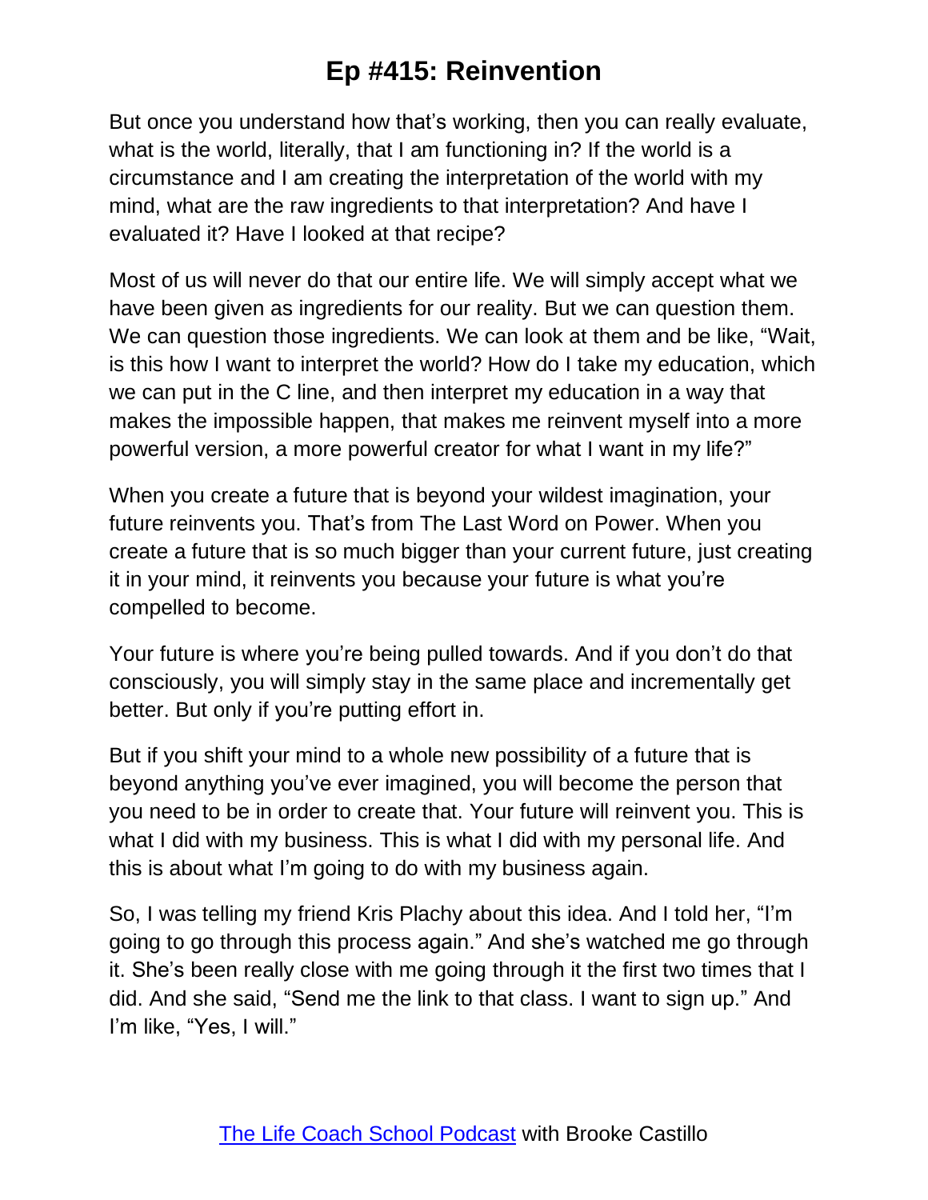But once you understand how that's working, then you can really evaluate, what is the world, literally, that I am functioning in? If the world is a circumstance and I am creating the interpretation of the world with my mind, what are the raw ingredients to that interpretation? And have I evaluated it? Have I looked at that recipe?

Most of us will never do that our entire life. We will simply accept what we have been given as ingredients for our reality. But we can question them. We can question those ingredients. We can look at them and be like, "Wait, is this how I want to interpret the world? How do I take my education, which we can put in the C line, and then interpret my education in a way that makes the impossible happen, that makes me reinvent myself into a more powerful version, a more powerful creator for what I want in my life?"

When you create a future that is beyond your wildest imagination, your future reinvents you. That's from The Last Word on Power. When you create a future that is so much bigger than your current future, just creating it in your mind, it reinvents you because your future is what you're compelled to become.

Your future is where you're being pulled towards. And if you don't do that consciously, you will simply stay in the same place and incrementally get better. But only if you're putting effort in.

But if you shift your mind to a whole new possibility of a future that is beyond anything you've ever imagined, you will become the person that you need to be in order to create that. Your future will reinvent you. This is what I did with my business. This is what I did with my personal life. And this is about what I'm going to do with my business again.

So, I was telling my friend Kris Plachy about this idea. And I told her, "I'm going to go through this process again." And she's watched me go through it. She's been really close with me going through it the first two times that I did. And she said, "Send me the link to that class. I want to sign up." And I'm like, "Yes, I will."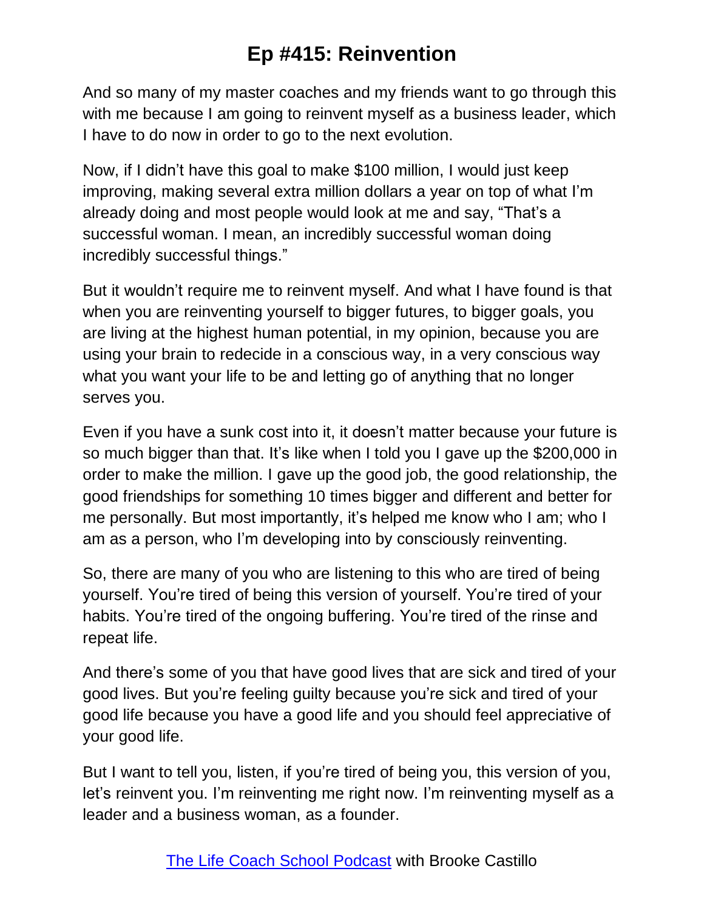And so many of my master coaches and my friends want to go through this with me because I am going to reinvent myself as a business leader, which I have to do now in order to go to the next evolution.

Now, if I didn't have this goal to make $100 million, I would just keep improving, making several extra million dollars a year on top of what I'm already doing and most people would look at me and say, "That's a successful woman. I mean, an incredibly successful woman doing incredibly successful things."

But it wouldn't require me to reinvent myself. And what I have found is that when you are reinventing yourself to bigger futures, to bigger goals, you are living at the highest human potential, in my opinion, because you are using your brain to redecide in a conscious way, in a very conscious way what you want your life to be and letting go of anything that no longer serves you.

Even if you have a sunk cost into it, it doesn't matter because your future is so much bigger than that. It's like when I told you I gave up the $200,000 in order to make the million. I gave up the good job, the good relationship, the good friendships for something 10 times bigger and different and better for me personally. But most importantly, it's helped me know who I am; who I am as a person, who I'm developing into by consciously reinventing.

So, there are many of you who are listening to this who are tired of being yourself. You're tired of being this version of yourself. You're tired of your habits. You're tired of the ongoing buffering. You're tired of the rinse and repeat life.

And there's some of you that have good lives that are sick and tired of your good lives. But you're feeling guilty because you're sick and tired of your good life because you have a good life and you should feel appreciative of your good life.

But I want to tell you, listen, if you're tired of being you, this version of you, let's reinvent you. I'm reinventing me right now. I'm reinventing myself as a leader and a business woman, as a founder.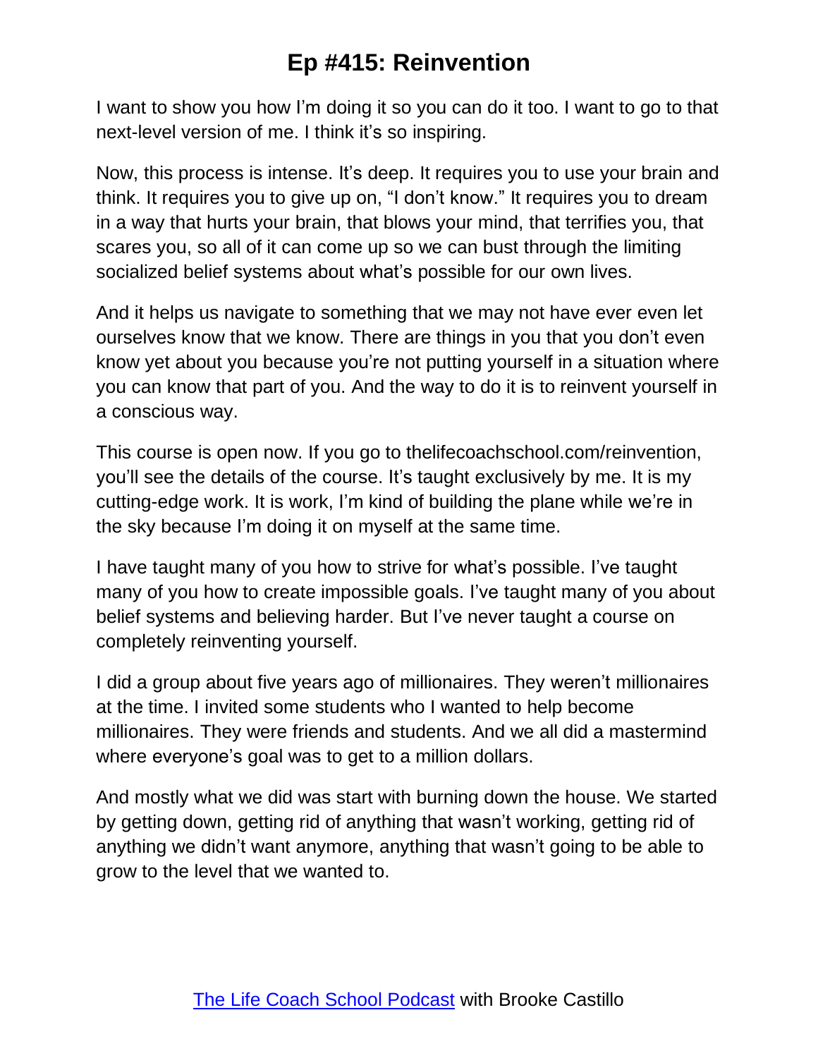I want to show you how I'm doing it so you can do it too. I want to go to that next-level version of me. I think it's so inspiring.

Now, this process is intense. It's deep. It requires you to use your brain and think. It requires you to give up on, "I don't know." It requires you to dream in a way that hurts your brain, that blows your mind, that terrifies you, that scares you, so all of it can come up so we can bust through the limiting socialized belief systems about what's possible for our own lives.

And it helps us navigate to something that we may not have ever even let ourselves know that we know. There are things in you that you don't even know yet about you because you're not putting yourself in a situation where you can know that part of you. And the way to do it is to reinvent yourself in a conscious way.

This course is open now. If you go to thelifecoachschool.com/reinvention, you'll see the details of the course. It's taught exclusively by me. It is my cutting-edge work. It is work, I'm kind of building the plane while we're in the sky because I'm doing it on myself at the same time.

I have taught many of you how to strive for what's possible. I've taught many of you how to create impossible goals. I've taught many of you about belief systems and believing harder. But I've never taught a course on completely reinventing yourself.

I did a group about five years ago of millionaires. They weren't millionaires at the time. I invited some students who I wanted to help become millionaires. They were friends and students. And we all did a mastermind where everyone's goal was to get to a million dollars.

And mostly what we did was start with burning down the house. We started by getting down, getting rid of anything that wasn't working, getting rid of anything we didn't want anymore, anything that wasn't going to be able to grow to the level that we wanted to.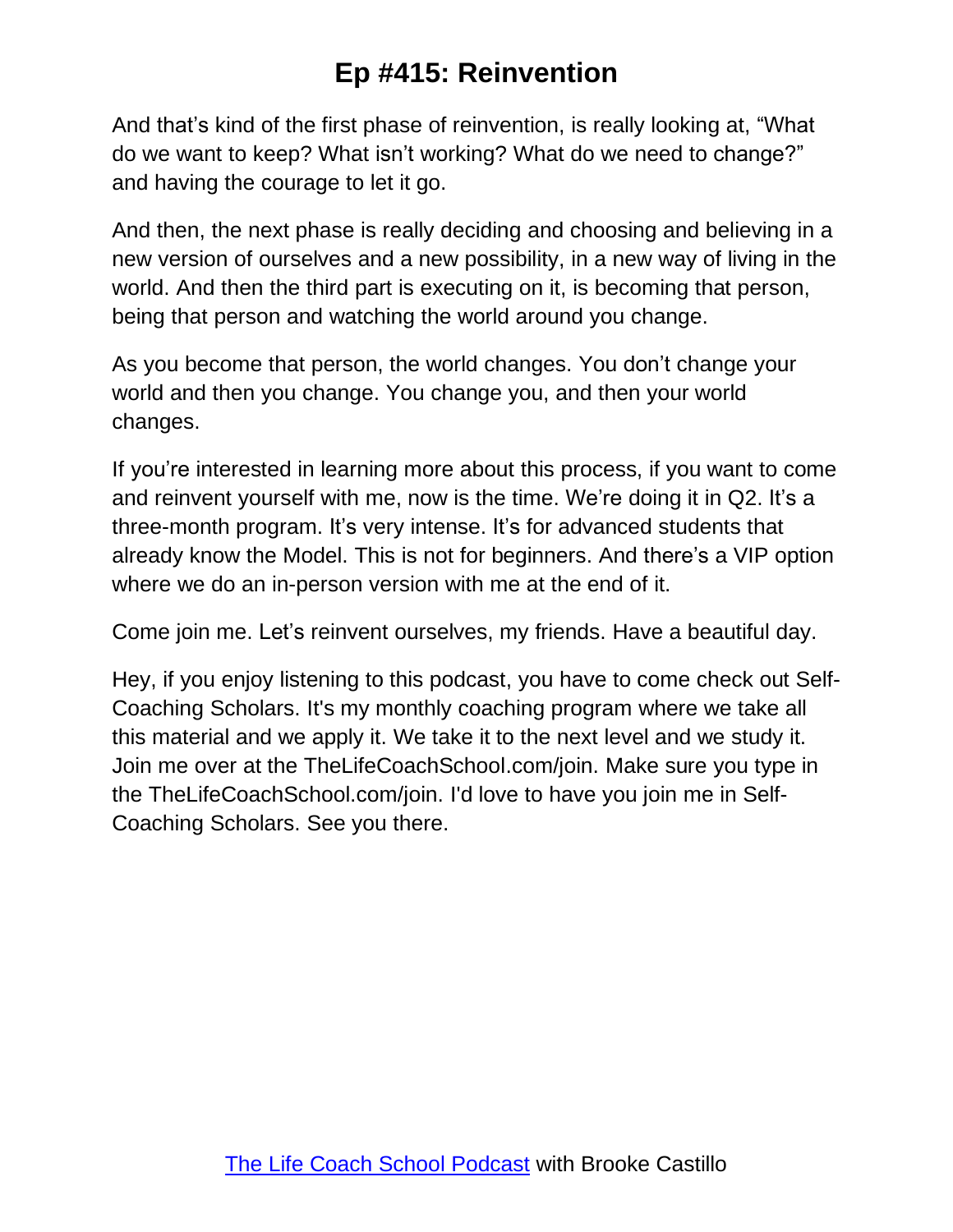And that's kind of the first phase of reinvention, is really looking at, "What do we want to keep? What isn't working? What do we need to change?" and having the courage to let it go.

And then, the next phase is really deciding and choosing and believing in a new version of ourselves and a new possibility, in a new way of living in the world. And then the third part is executing on it, is becoming that person, being that person and watching the world around you change.

As you become that person, the world changes. You don't change your world and then you change. You change you, and then your world changes.

If you're interested in learning more about this process, if you want to come and reinvent yourself with me, now is the time. We're doing it in Q2. It's a three-month program. It's very intense. It's for advanced students that already know the Model. This is not for beginners. And there's a VIP option where we do an in-person version with me at the end of it.

Come join me. Let's reinvent ourselves, my friends. Have a beautiful day.

Hey, if you enjoy listening to this podcast, you have to come check out Self-Coaching Scholars. It's my monthly coaching program where we take all this material and we apply it. We take it to the next level and we study it. Join me over at the TheLifeCoachSchool.com/join. Make sure you type in the TheLifeCoachSchool.com/join. I'd love to have you join me in Self-Coaching Scholars. See you there.